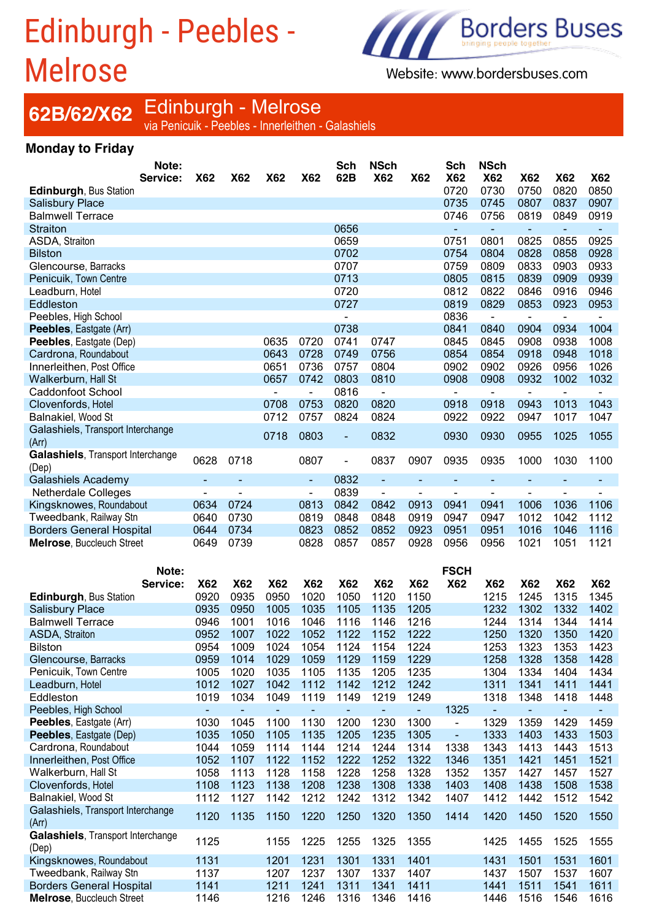# Edinburgh - Peebles - Melrose

Borders Buses
bringing people together

Website: www.bordersbuses.com

## 62B/62/X62 Edinburgh - Melrose

via Penicuik - Peebles - Innerleithen - Galashiels

### Monday to Friday

| Note: | | | | | Sch | NSch | | Sch | NSch | | | |
|---|---|---|---|---|---|---|---|---|---|---|---|---|
| **Service:** | **X62** | **X62** | **X62** | **X62** | **62B** | **X62** | **X62** | **X62** | **X62** | **X62** | **X62** | **X62** |
| **Edinburgh**, Bus Station | | | | | | | | 0720 | 0730 | 0750 | 0820 | 0850 |
| Salisbury Place | | | | | | | | 0735 | 0745 | 0807 | 0837 | 0907 |
| Balmwell Terrace | | | | | | | | 0746 | 0756 | 0819 | 0849 | 0919 |
| Straiton | | | | | 0656 | | | - | - | - | - | - |
| ASDA, Straiton | | | | | 0659 | | | 0751 | 0801 | 0825 | 0855 | 0925 |
| Bilston | | | | | 0702 | | | 0754 | 0804 | 0828 | 0858 | 0928 |
| Glencourse, Barracks | | | | | 0707 | | | 0759 | 0809 | 0833 | 0903 | 0933 |
| Penicuik, Town Centre | | | | | 0713 | | | 0805 | 0815 | 0839 | 0909 | 0939 |
| Leadburn, Hotel | | | | | 0720 | | | 0812 | 0822 | 0846 | 0916 | 0946 |
| Eddleston | | | | | 0727 | | | 0819 | 0829 | 0853 | 0923 | 0953 |
| Peebles, High School | | | | | - | | | 0836 | - | - | - | - |
| **Peebles**, Eastgate (Arr) | | | | | 0738 | | | 0841 | 0840 | 0904 | 0934 | 1004 |
| **Peebles**, Eastgate (Dep) | | | 0635 | 0720 | 0741 | 0747 | | 0845 | 0845 | 0908 | 0938 | 1008 |
| Cardrona, Roundabout | | | 0643 | 0728 | 0749 | 0756 | | 0854 | 0854 | 0918 | 0948 | 1018 |
| Innerleithen, Post Office | | | 0651 | 0736 | 0757 | 0804 | | 0902 | 0902 | 0926 | 0956 | 1026 |
| Walkerburn, Hall St | | | 0657 | 0742 | 0803 | 0810 | | 0908 | 0908 | 0932 | 1002 | 1032 |
| Caddonfoot School | | | - | - | 0816 | - | | - | - | - | - | - |
| Clovenfords, Hotel | | | 0708 | 0753 | 0820 | 0820 | | 0918 | 0918 | 0943 | 1013 | 1043 |
| Balnakiel, Wood St | | | 0712 | 0757 | 0824 | 0824 | | 0922 | 0922 | 0947 | 1017 | 1047 |
| Galashiels, Transport Interchange (Arr) | | | 0718 | 0803 | - | 0832 | | 0930 | 0930 | 0955 | 1025 | 1055 |
| **Galashiels**, Transport Interchange (Dep) | 0628 | 0718 | | 0807 | - | 0837 | 0907 | 0935 | 0935 | 1000 | 1030 | 1100 |
| Galashiels Academy | - | - | | - | 0832 | - | - | - | - | - | - | - |
| Netherdale Colleges | - | - | | - | 0839 | - | - | - | - | - | - | - |
| Kingsknowes, Roundabout | 0634 | 0724 | | 0813 | 0842 | 0842 | 0913 | 0941 | 0941 | 1006 | 1036 | 1106 |
| Tweedbank, Railway Stn | 0640 | 0730 | | 0819 | 0848 | 0848 | 0919 | 0947 | 0947 | 1012 | 1042 | 1112 |
| Borders General Hospital | 0644 | 0734 | | 0823 | 0852 | 0852 | 0923 | 0951 | 0951 | 1016 | 1046 | 1116 |
| **Melrose**, Buccleuch Street | 0649 | 0739 | | 0828 | 0857 | 0857 | 0928 | 0956 | 0956 | 1021 | 1051 | 1121 |

| Note: | | | | | | | | FSCH | | | | |
|---|---|---|---|---|---|---|---|---|---|---|---|---|
| **Service:** | **X62** | **X62** | **X62** | **X62** | **X62** | **X62** | **X62** | **X62** | **X62** | **X62** | **X62** | **X62** |
| **Edinburgh**, Bus Station | 0920 | 0935 | 0950 | 1020 | 1050 | 1120 | 1150 | | 1215 | 1245 | 1315 | 1345 |
| Salisbury Place | 0935 | 0950 | 1005 | 1035 | 1105 | 1135 | 1205 | | 1232 | 1302 | 1332 | 1402 |
| Balmwell Terrace | 0946 | 1001 | 1016 | 1046 | 1116 | 1146 | 1216 | | 1244 | 1314 | 1344 | 1414 |
| ASDA, Straiton | 0952 | 1007 | 1022 | 1052 | 1122 | 1152 | 1222 | | 1250 | 1320 | 1350 | 1420 |
| Bilston | 0954 | 1009 | 1024 | 1054 | 1124 | 1154 | 1224 | | 1253 | 1323 | 1353 | 1423 |
| Glencourse, Barracks | 0959 | 1014 | 1029 | 1059 | 1129 | 1159 | 1229 | | 1258 | 1328 | 1358 | 1428 |
| Penicuik, Town Centre | 1005 | 1020 | 1035 | 1105 | 1135 | 1205 | 1235 | | 1304 | 1334 | 1404 | 1434 |
| Leadburn, Hotel | 1012 | 1027 | 1042 | 1112 | 1142 | 1212 | 1242 | | 1311 | 1341 | 1411 | 1441 |
| Eddleston | 1019 | 1034 | 1049 | 1119 | 1149 | 1219 | 1249 | | 1318 | 1348 | 1418 | 1448 |
| Peebles, High School | - | - | - | - | - | - | - | 1325 | - | - | - | - |
| **Peebles**, Eastgate (Arr) | 1030 | 1045 | 1100 | 1130 | 1200 | 1230 | 1300 | - | 1329 | 1359 | 1429 | 1459 |
| **Peebles**, Eastgate (Dep) | 1035 | 1050 | 1105 | 1135 | 1205 | 1235 | 1305 | - | 1333 | 1403 | 1433 | 1503 |
| Cardrona, Roundabout | 1044 | 1059 | 1114 | 1144 | 1214 | 1244 | 1314 | 1338 | 1343 | 1413 | 1443 | 1513 |
| Innerleithen, Post Office | 1052 | 1107 | 1122 | 1152 | 1222 | 1252 | 1322 | 1346 | 1351 | 1421 | 1451 | 1521 |
| Walkerburn, Hall St | 1058 | 1113 | 1128 | 1158 | 1228 | 1258 | 1328 | 1352 | 1357 | 1427 | 1457 | 1527 |
| Clovenfords, Hotel | 1108 | 1123 | 1138 | 1208 | 1238 | 1308 | 1338 | 1403 | 1408 | 1438 | 1508 | 1538 |
| Balnakiel, Wood St | 1112 | 1127 | 1142 | 1212 | 1242 | 1312 | 1342 | 1407 | 1412 | 1442 | 1512 | 1542 |
| Galashiels, Transport Interchange (Arr) | 1120 | 1135 | 1150 | 1220 | 1250 | 1320 | 1350 | 1414 | 1420 | 1450 | 1520 | 1550 |
| **Galashiels**, Transport Interchange (Dep) | 1125 | | 1155 | 1225 | 1255 | 1325 | 1355 | | 1425 | 1455 | 1525 | 1555 |
| Kingsknowes, Roundabout | 1131 | | 1201 | 1231 | 1301 | 1331 | 1401 | | 1431 | 1501 | 1531 | 1601 |
| Tweedbank, Railway Stn | 1137 | | 1207 | 1237 | 1307 | 1337 | 1407 | | 1437 | 1507 | 1537 | 1607 |
| Borders General Hospital | 1141 | | 1211 | 1241 | 1311 | 1341 | 1411 | | 1441 | 1511 | 1541 | 1611 |
| **Melrose**, Buccleuch Street | 1146 | | 1216 | 1246 | 1316 | 1346 | 1416 | | 1446 | 1516 | 1546 | 1616 |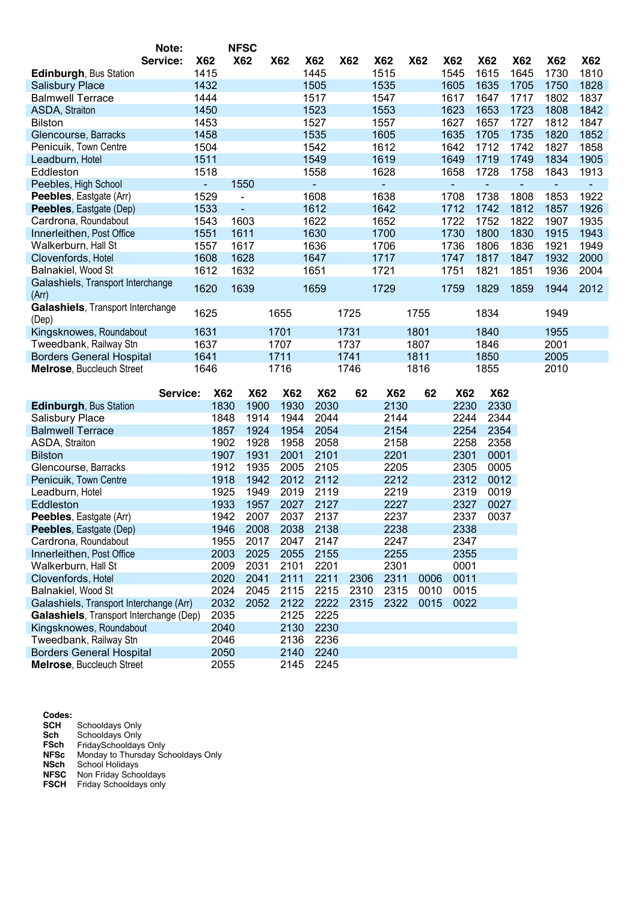| Note: | | NFSC | | | | | | | | | | |
|---|---|---|---|---|---|---|---|---|---|---|---|---|
| **Service:** | **X62** | **X62** | **X62** | **X62** | **X62** | **X62** | **X62** | **X62** | **X62** | **X62** | **X62** | **X62** |
| **Edinburgh**, Bus Station | 1415 | | | 1445 | | 1515 | | 1545 | 1615 | 1645 | 1730 | 1810 |
| Salisbury Place | 1432 | | | 1505 | | 1535 | | 1605 | 1635 | 1705 | 1750 | 1828 |
| Balmwell Terrace | 1444 | | | 1517 | | 1547 | | 1617 | 1647 | 1717 | 1802 | 1837 |
| ASDA, Straiton | 1450 | | | 1523 | | 1553 | | 1623 | 1653 | 1723 | 1808 | 1842 |
| Bilston | 1453 | | | 1527 | | 1557 | | 1627 | 1657 | 1727 | 1812 | 1847 |
| Glencourse, Barracks | 1458 | | | 1535 | | 1605 | | 1635 | 1705 | 1735 | 1820 | 1852 |
| Penicuik, Town Centre | 1504 | | | 1542 | | 1612 | | 1642 | 1712 | 1742 | 1827 | 1858 |
| Leadburn, Hotel | 1511 | | | 1549 | | 1619 | | 1649 | 1719 | 1749 | 1834 | 1905 |
| Eddleston | 1518 | | | 1558 | | 1628 | | 1658 | 1728 | 1758 | 1843 | 1913 |
| Peebles, High School | - | 1550 | | - | | - | | - | - | - | - | - |
| **Peebles**, Eastgate (Arr) | 1529 | - | | 1608 | | 1638 | | 1708 | 1738 | 1808 | 1853 | 1922 |
| **Peebles**, Eastgate (Dep) | 1533 | - | | 1612 | | 1642 | | 1712 | 1742 | 1812 | 1857 | 1926 |
| Cardrona, Roundabout | 1543 | 1603 | | 1622 | | 1652 | | 1722 | 1752 | 1822 | 1907 | 1935 |
| Innerleithen, Post Office | 1551 | 1611 | | 1630 | | 1700 | | 1730 | 1800 | 1830 | 1915 | 1943 |
| Walkerburn, Hall St | 1557 | 1617 | | 1636 | | 1706 | | 1736 | 1806 | 1836 | 1921 | 1949 |
| Clovenfords, Hotel | 1608 | 1628 | | 1647 | | 1717 | | 1747 | 1817 | 1847 | 1932 | 2000 |
| Balnakiel, Wood St | 1612 | 1632 | | 1651 | | 1721 | | 1751 | 1821 | 1851 | 1936 | 2004 |
| Galashiels, Transport Interchange (Arr) | 1620 | 1639 | | 1659 | | 1729 | | 1759 | 1829 | 1859 | 1944 | 2012 |
| **Galashiels**, Transport Interchange (Dep) | 1625 | | 1655 | | 1725 | | 1755 | | 1834 | | 1949 | |
| Kingsknowes, Roundabout | 1631 | | 1701 | | 1731 | | 1801 | | 1840 | | 1955 | |
| Tweedbank, Railway Stn | 1637 | | 1707 | | 1737 | | 1807 | | 1846 | | 2001 | |
| Borders General Hospital | 1641 | | 1711 | | 1741 | | 1811 | | 1850 | | 2005 | |
| **Melrose**, Buccleuch Street | 1646 | | 1716 | | 1746 | | 1816 | | 1855 | | 2010 | |

| **Service:** | **X62** | **X62** | **X62** | **X62** | **62** | **X62** | **62** | **X62** | **X62** |
|---|---|---|---|---|---|---|---|---|---|
| **Edinburgh**, Bus Station | 1830 | 1900 | 1930 | 2030 | | 2130 | | 2230 | 2330 |
| Salisbury Place | 1848 | 1914 | 1944 | 2044 | | 2144 | | 2244 | 2344 |
| Balmwell Terrace | 1857 | 1924 | 1954 | 2054 | | 2154 | | 2254 | 2354 |
| ASDA, Straiton | 1902 | 1928 | 1958 | 2058 | | 2158 | | 2258 | 2358 |
| Bilston | 1907 | 1931 | 2001 | 2101 | | 2201 | | 2301 | 0001 |
| Glencourse, Barracks | 1912 | 1935 | 2005 | 2105 | | 2205 | | 2305 | 0005 |
| Penicuik, Town Centre | 1918 | 1942 | 2012 | 2112 | | 2212 | | 2312 | 0012 |
| Leadburn, Hotel | 1925 | 1949 | 2019 | 2119 | | 2219 | | 2319 | 0019 |
| Eddleston | 1933 | 1957 | 2027 | 2127 | | 2227 | | 2327 | 0027 |
| **Peebles**, Eastgate (Arr) | 1942 | 2007 | 2037 | 2137 | | 2237 | | 2337 | 0037 |
| **Peebles**, Eastgate (Dep) | 1946 | 2008 | 2038 | 2138 | | 2238 | | 2338 | |
| Cardrona, Roundabout | 1955 | 2017 | 2047 | 2147 | | 2247 | | 2347 | |
| Innerleithen, Post Office | 2003 | 2025 | 2055 | 2155 | | 2255 | | 2355 | |
| Walkerburn, Hall St | 2009 | 2031 | 2101 | 2201 | | 2301 | | 0001 | |
| Clovenfords, Hotel | 2020 | 2041 | 2111 | 2211 | 2306 | 2311 | 0006 | 0011 | |
| Balnakiel, Wood St | 2024 | 2045 | 2115 | 2215 | 2310 | 2315 | 0010 | 0015 | |
| Galashiels, Transport Interchange (Arr) | 2032 | 2052 | 2122 | 2222 | 2315 | 2322 | 0015 | 0022 | |
| **Galashiels**, Transport Interchange (Dep) | 2035 | | 2125 | 2225 | | | | | |
| Kingsknowes, Roundabout | 2040 | | 2130 | 2230 | | | | | |
| Tweedbank, Railway Stn | 2046 | | 2136 | 2236 | | | | | |
| Borders General Hospital | 2050 | | 2140 | 2240 | | | | | |
| **Melrose**, Buccleuch Street | 2055 | | 2145 | 2245 | | | | | |

**Codes:**

| | |
|---|---|
| **SCH** | Schooldays Only |
| **Sch** | Schooldays Only |
| **FSch** | FridaySchooldays Only |
| **NFSc** | Monday to Thursday Schooldays Only |
| **NSch** | School Holidays |
| **NFSC** | Non Friday Schooldays |
| **FSCH** | Friday Schooldays only |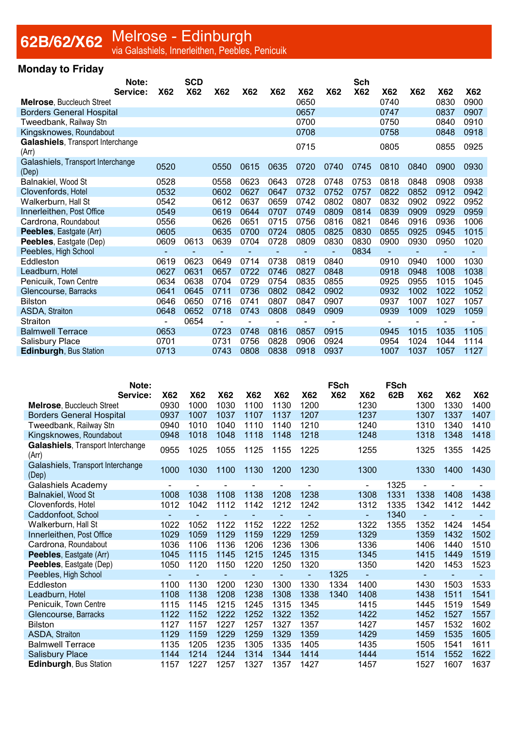# 62B/62/X62 Melrose - Edinburgh

via Galashiels, Innerleithen, Peebles, Penicuik

## Monday to Friday

| Note: | | SCD | | | | | | Sch | | | | |
|---|---|---|---|---|---|---|---|---|---|---|---|---|
| **Service:** | **X62** | **X62** | **X62** | **X62** | **X62** | **X62** | **X62** | **X62** | **X62** | **X62** | **X62** | **X62** |
| **Melrose**, Buccleuch Street | | | | | | 0650 | | | 0740 | | 0830 | 0900 |
| Borders General Hospital | | | | | | 0657 | | | 0747 | | 0837 | 0907 |
| Tweedbank, Railway Stn | | | | | | 0700 | | | 0750 | | 0840 | 0910 |
| Kingsknowes, Roundabout | | | | | | 0708 | | | 0758 | | 0848 | 0918 |
| **Galashiels**, Transport Interchange (Arr) | | | | | | 0715 | | | 0805 | | 0855 | 0925 |
| Galashiels, Transport Interchange (Dep) | 0520 | | 0550 | 0615 | 0635 | 0720 | 0740 | 0745 | 0810 | 0840 | 0900 | 0930 |
| Balnakiel, Wood St | 0528 | | 0558 | 0623 | 0643 | 0728 | 0748 | 0753 | 0818 | 0848 | 0908 | 0938 |
| Clovenfords, Hotel | 0532 | | 0602 | 0627 | 0647 | 0732 | 0752 | 0757 | 0822 | 0852 | 0912 | 0942 |
| Walkerburn, Hall St | 0542 | | 0612 | 0637 | 0659 | 0742 | 0802 | 0807 | 0832 | 0902 | 0922 | 0952 |
| Innerleithen, Post Office | 0549 | | 0619 | 0644 | 0707 | 0749 | 0809 | 0814 | 0839 | 0909 | 0929 | 0959 |
| Cardrona, Roundabout | 0556 | | 0626 | 0651 | 0715 | 0756 | 0816 | 0821 | 0846 | 0916 | 0936 | 1006 |
| **Peebles**, Eastgate (Arr) | 0605 | | 0635 | 0700 | 0724 | 0805 | 0825 | 0830 | 0855 | 0925 | 0945 | 1015 |
| **Peebles**, Eastgate (Dep) | 0609 | 0613 | 0639 | 0704 | 0728 | 0809 | 0830 | 0830 | 0900 | 0930 | 0950 | 1020 |
| Peebles, High School | - | - | - | - | - | - | - | 0834 | - | - | - | - |
| Eddleston | 0619 | 0623 | 0649 | 0714 | 0738 | 0819 | 0840 | | 0910 | 0940 | 1000 | 1030 |
| Leadburn, Hotel | 0627 | 0631 | 0657 | 0722 | 0746 | 0827 | 0848 | | 0918 | 0948 | 1008 | 1038 |
| Penicuik, Town Centre | 0634 | 0638 | 0704 | 0729 | 0754 | 0835 | 0855 | | 0925 | 0955 | 1015 | 1045 |
| Glencourse, Barracks | 0641 | 0645 | 0711 | 0736 | 0802 | 0842 | 0902 | | 0932 | 1002 | 1022 | 1052 |
| Bilston | 0646 | 0650 | 0716 | 0741 | 0807 | 0847 | 0907 | | 0937 | 1007 | 1027 | 1057 |
| ASDA, Straiton | 0648 | 0652 | 0718 | 0743 | 0808 | 0849 | 0909 | | 0939 | 1009 | 1029 | 1059 |
| Straiton | - | 0654 | - | - | - | - | - | | - | - | - | - |
| Balmwell Terrace | 0653 | | 0723 | 0748 | 0816 | 0857 | 0915 | | 0945 | 1015 | 1035 | 1105 |
| Salisbury Place | 0701 | | 0731 | 0756 | 0828 | 0906 | 0924 | | 0954 | 1024 | 1044 | 1114 |
| **Edinburgh**, Bus Station | 0713 | | 0743 | 0808 | 0838 | 0918 | 0937 | | 1007 | 1037 | 1057 | 1127 |

| Note: | | | | | | | FSch | | FSch | | | |
|---|---|---|---|---|---|---|---|---|---|---|---|---|
| **Service:** | **X62** | **X62** | **X62** | **X62** | **X62** | **X62** | **X62** | **X62** | **62B** | **X62** | **X62** | **X62** |
| **Melrose**, Buccleuch Street | 0930 | 1000 | 1030 | 1100 | 1130 | 1200 | | 1230 | | 1300 | 1330 | 1400 |
| Borders General Hospital | 0937 | 1007 | 1037 | 1107 | 1137 | 1207 | | 1237 | | 1307 | 1337 | 1407 |
| Tweedbank, Railway Stn | 0940 | 1010 | 1040 | 1110 | 1140 | 1210 | | 1240 | | 1310 | 1340 | 1410 |
| Kingsknowes, Roundabout | 0948 | 1018 | 1048 | 1118 | 1148 | 1218 | | 1248 | | 1318 | 1348 | 1418 |
| **Galashiels**, Transport Interchange (Arr) | 0955 | 1025 | 1055 | 1125 | 1155 | 1225 | | 1255 | | 1325 | 1355 | 1425 |
| Galashiels, Transport Interchange (Dep) | 1000 | 1030 | 1100 | 1130 | 1200 | 1230 | | 1300 | | 1330 | 1400 | 1430 |
| Galashiels Academy | - | - | - | - | - | - | | - | 1325 | - | - | - |
| Balnakiel, Wood St | 1008 | 1038 | 1108 | 1138 | 1208 | 1238 | | 1308 | 1331 | 1338 | 1408 | 1438 |
| Clovenfords, Hotel | 1012 | 1042 | 1112 | 1142 | 1212 | 1242 | | 1312 | 1335 | 1342 | 1412 | 1442 |
| Caddonfoot, School | - | - | - | - | - | - | | - | 1340 | - | - | - |
| Walkerburn, Hall St | 1022 | 1052 | 1122 | 1152 | 1222 | 1252 | | 1322 | 1355 | 1352 | 1424 | 1454 |
| Innerleithen, Post Office | 1029 | 1059 | 1129 | 1159 | 1229 | 1259 | | 1329 | | 1359 | 1432 | 1502 |
| Cardrona, Roundabout | 1036 | 1106 | 1136 | 1206 | 1236 | 1306 | | 1336 | | 1406 | 1440 | 1510 |
| **Peebles**, Eastgate (Arr) | 1045 | 1115 | 1145 | 1215 | 1245 | 1315 | | 1345 | | 1415 | 1449 | 1519 |
| **Peebles**, Eastgate (Dep) | 1050 | 1120 | 1150 | 1220 | 1250 | 1320 | | 1350 | | 1420 | 1453 | 1523 |
| Peebles, High School | - | - | - | - | - | - | 1325 | - | | - | - | - |
| Eddleston | 1100 | 1130 | 1200 | 1230 | 1300 | 1330 | 1334 | 1400 | | 1430 | 1503 | 1533 |
| Leadburn, Hotel | 1108 | 1138 | 1208 | 1238 | 1308 | 1338 | 1340 | 1408 | | 1438 | 1511 | 1541 |
| Penicuik, Town Centre | 1115 | 1145 | 1215 | 1245 | 1315 | 1345 | | 1415 | | 1445 | 1519 | 1549 |
| Glencourse, Barracks | 1122 | 1152 | 1222 | 1252 | 1322 | 1352 | | 1422 | | 1452 | 1527 | 1557 |
| Bilston | 1127 | 1157 | 1227 | 1257 | 1327 | 1357 | | 1427 | | 1457 | 1532 | 1602 |
| ASDA, Straiton | 1129 | 1159 | 1229 | 1259 | 1329 | 1359 | | 1429 | | 1459 | 1535 | 1605 |
| Balmwell Terrace | 1135 | 1205 | 1235 | 1305 | 1335 | 1405 | | 1435 | | 1505 | 1541 | 1611 |
| Salisbury Place | 1144 | 1214 | 1244 | 1314 | 1344 | 1414 | | 1444 | | 1514 | 1552 | 1622 |
| **Edinburgh**, Bus Station | 1157 | 1227 | 1257 | 1327 | 1357 | 1427 | | 1457 | | 1527 | 1607 | 1637 |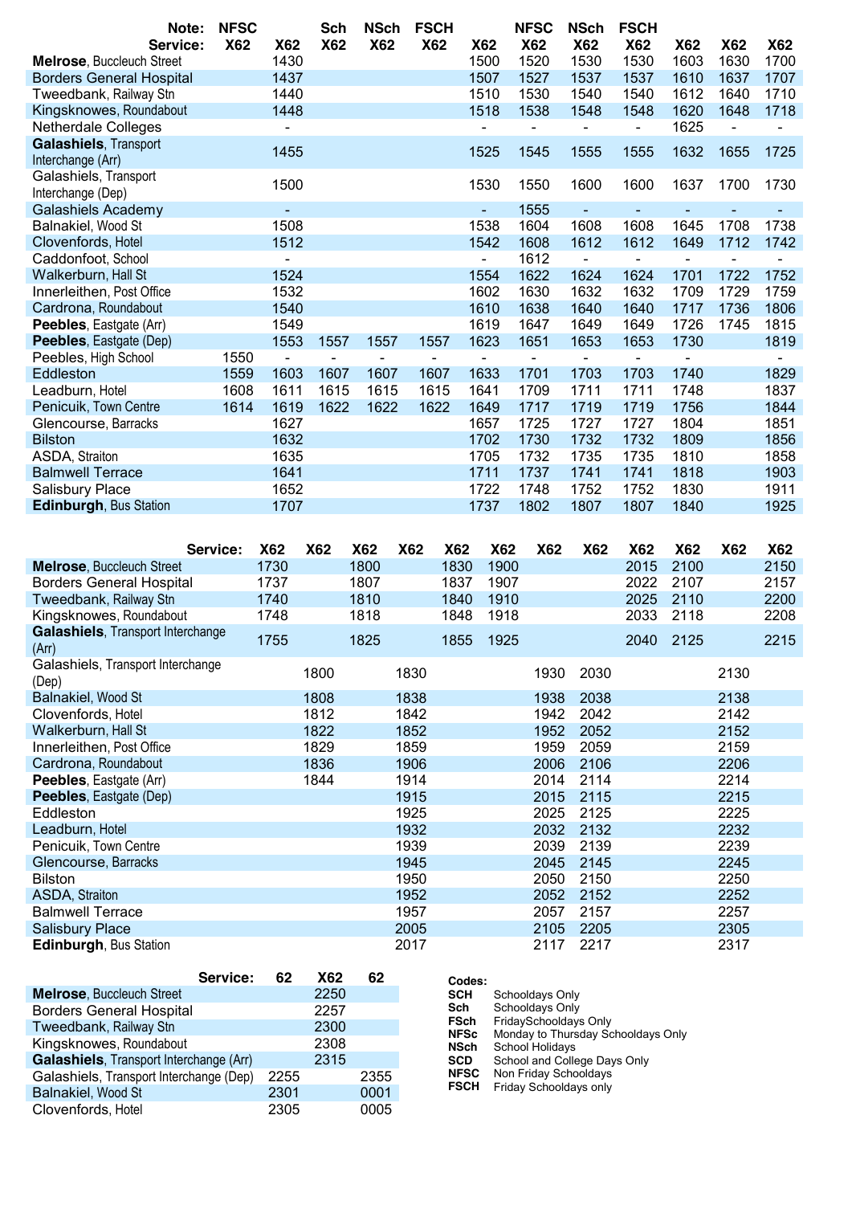| Note: | NFSC | | Sch | NSch | FSCH | | NFSC | NSch | FSCH | | | |
|---|---|---|---|---|---|---|---|---|---|---|---|---|
| **Service:** | **X62** | **X62** | **X62** | **X62** | **X62** | **X62** | **X62** | **X62** | **X62** | **X62** | **X62** | **X62** |
| **Melrose**, Buccleuch Street | | 1430 | | | | 1500 | 1520 | 1530 | 1530 | 1603 | 1630 | 1700 |
| Borders General Hospital | | 1437 | | | | 1507 | 1527 | 1537 | 1537 | 1610 | 1637 | 1707 |
| Tweedbank, Railway Stn | | 1440 | | | | 1510 | 1530 | 1540 | 1540 | 1612 | 1640 | 1710 |
| Kingsknowes, Roundabout | | 1448 | | | | 1518 | 1538 | 1548 | 1548 | 1620 | 1648 | 1718 |
| Netherdale Colleges | | - | | | | - | - | - | - | 1625 | - | - |
| **Galashiels**, Transport Interchange (Arr) | | 1455 | | | | 1525 | 1545 | 1555 | 1555 | 1632 | 1655 | 1725 |
| Galashiels, Transport Interchange (Dep) | | 1500 | | | | 1530 | 1550 | 1600 | 1600 | 1637 | 1700 | 1730 |
| Galashiels Academy | | - | | | | - | 1555 | - | - | - | - | - |
| Balnakiel, Wood St | | 1508 | | | | 1538 | 1604 | 1608 | 1608 | 1645 | 1708 | 1738 |
| Clovenfords, Hotel | | 1512 | | | | 1542 | 1608 | 1612 | 1612 | 1649 | 1712 | 1742 |
| Caddonfoot, School | | - | | | | - | 1612 | - | - | - | - | - |
| Walkerburn, Hall St | | 1524 | | | | 1554 | 1622 | 1624 | 1624 | 1701 | 1722 | 1752 |
| Innerleithen, Post Office | | 1532 | | | | 1602 | 1630 | 1632 | 1632 | 1709 | 1729 | 1759 |
| Cardrona, Roundabout | | 1540 | | | | 1610 | 1638 | 1640 | 1640 | 1717 | 1736 | 1806 |
| **Peebles**, Eastgate (Arr) | | 1549 | | | | 1619 | 1647 | 1649 | 1649 | 1726 | 1745 | 1815 |
| **Peebles**, Eastgate (Dep) | | 1553 | 1557 | 1557 | 1557 | 1623 | 1651 | 1653 | 1653 | 1730 | | 1819 |
| Peebles, High School | 1550 | - | - | - | - | - | - | - | - | - | | - |
| Eddleston | 1559 | 1603 | 1607 | 1607 | 1607 | 1633 | 1701 | 1703 | 1703 | 1740 | | 1829 |
| Leadburn, Hotel | 1608 | 1611 | 1615 | 1615 | 1615 | 1641 | 1709 | 1711 | 1711 | 1748 | | 1837 |
| Penicuik, Town Centre | 1614 | 1619 | 1622 | 1622 | 1622 | 1649 | 1717 | 1719 | 1719 | 1756 | | 1844 |
| Glencourse, Barracks | | 1627 | | | | 1657 | 1725 | 1727 | 1727 | 1804 | | 1851 |
| **Bilston** | | 1632 | | | | 1702 | 1730 | 1732 | 1732 | 1809 | | 1856 |
| ASDA, Straiton | | 1635 | | | | 1705 | 1732 | 1735 | 1735 | 1810 | | 1858 |
| **Balmwell Terrace** | | 1641 | | | | 1711 | 1737 | 1741 | 1741 | 1818 | | 1903 |
| Salisbury Place | | 1652 | | | | 1722 | 1748 | 1752 | 1752 | 1830 | | 1911 |
| **Edinburgh**, Bus Station | | 1707 | | | | 1737 | 1802 | 1807 | 1807 | 1840 | | 1925 |

| **Service:** | **X62** | **X62** | **X62** | **X62** | **X62** | **X62** | **X62** | **X62** | **X62** | **X62** | **X62** | **X62** |
|---|---|---|---|---|---|---|---|---|---|---|---|---|
| **Melrose**, Buccleuch Street | 1730 | | 1800 | | 1830 | 1900 | | | 2015 | 2100 | | 2150 |
| Borders General Hospital | 1737 | | 1807 | | 1837 | 1907 | | | 2022 | 2107 | | 2157 |
| Tweedbank, Railway Stn | 1740 | | 1810 | | 1840 | 1910 | | | 2025 | 2110 | | 2200 |
| Kingsknowes, Roundabout | 1748 | | 1818 | | 1848 | 1918 | | | 2033 | 2118 | | 2208 |
| **Galashiels**, Transport Interchange (Arr) | 1755 | | 1825 | | 1855 | 1925 | | | 2040 | 2125 | | 2215 |
| Galashiels, Transport Interchange (Dep) | | 1800 | | 1830 | | | 1930 | 2030 | | | 2130 | |
| Balnakiel, Wood St | | 1808 | | 1838 | | | 1938 | 2038 | | | 2138 | |
| Clovenfords, Hotel | | 1812 | | 1842 | | | 1942 | 2042 | | | 2142 | |
| Walkerburn, Hall St | | 1822 | | 1852 | | | 1952 | 2052 | | | 2152 | |
| Innerleithen, Post Office | | 1829 | | 1859 | | | 1959 | 2059 | | | 2159 | |
| Cardrona, Roundabout | | 1836 | | 1906 | | | 2006 | 2106 | | | 2206 | |
| **Peebles**, Eastgate (Arr) | | 1844 | | 1914 | | | 2014 | 2114 | | | 2214 | |
| **Peebles**, Eastgate (Dep) | | | | 1915 | | | 2015 | 2115 | | | 2215 | |
| Eddleston | | | | 1925 | | | 2025 | 2125 | | | 2225 | |
| Leadburn, Hotel | | | | 1932 | | | 2032 | 2132 | | | 2232 | |
| Penicuik, Town Centre | | | | 1939 | | | 2039 | 2139 | | | 2239 | |
| Glencourse, Barracks | | | | 1945 | | | 2045 | 2145 | | | 2245 | |
| Bilston | | | | 1950 | | | 2050 | 2150 | | | 2250 | |
| ASDA, Straiton | | | | 1952 | | | 2052 | 2152 | | | 2252 | |
| Balmwell Terrace | | | | 1957 | | | 2057 | 2157 | | | 2257 | |
| Salisbury Place | | | | 2005 | | | 2105 | 2205 | | | 2305 | |
| **Edinburgh**, Bus Station | | | | 2017 | | | 2117 | 2217 | | | 2317 | |

| **Service:** | **62** | **X62** | **62** |
|---|---|---|---|
| **Melrose**, Buccleuch Street | | 2250 | |
| Borders General Hospital | | 2257 | |
| Tweedbank, Railway Stn | | 2300 | |
| Kingsknowes, Roundabout | | 2308 | |
| **Galashiels**, Transport Interchange (Arr) | | 2315 | |
| Galashiels, Transport Interchange (Dep) | 2255 | | 2355 |
| Balnakiel, Wood St | 2301 | | 0001 |
| Clovenfords, Hotel | 2305 | | 0005 |

**Codes:**

| | |
|---|---|
| **SCH** | Schooldays Only |
| **Sch** | Schooldays Only |
| **FSch** | FridaySchooldays Only |
| **NFSc** | Monday to Thursday Schooldays Only |
| **NSch** | School Holidays |
| **SCD** | School and College Days Only |
| **NFSC** | Non Friday Schooldays |
| **FSCH** | Friday Schooldays only |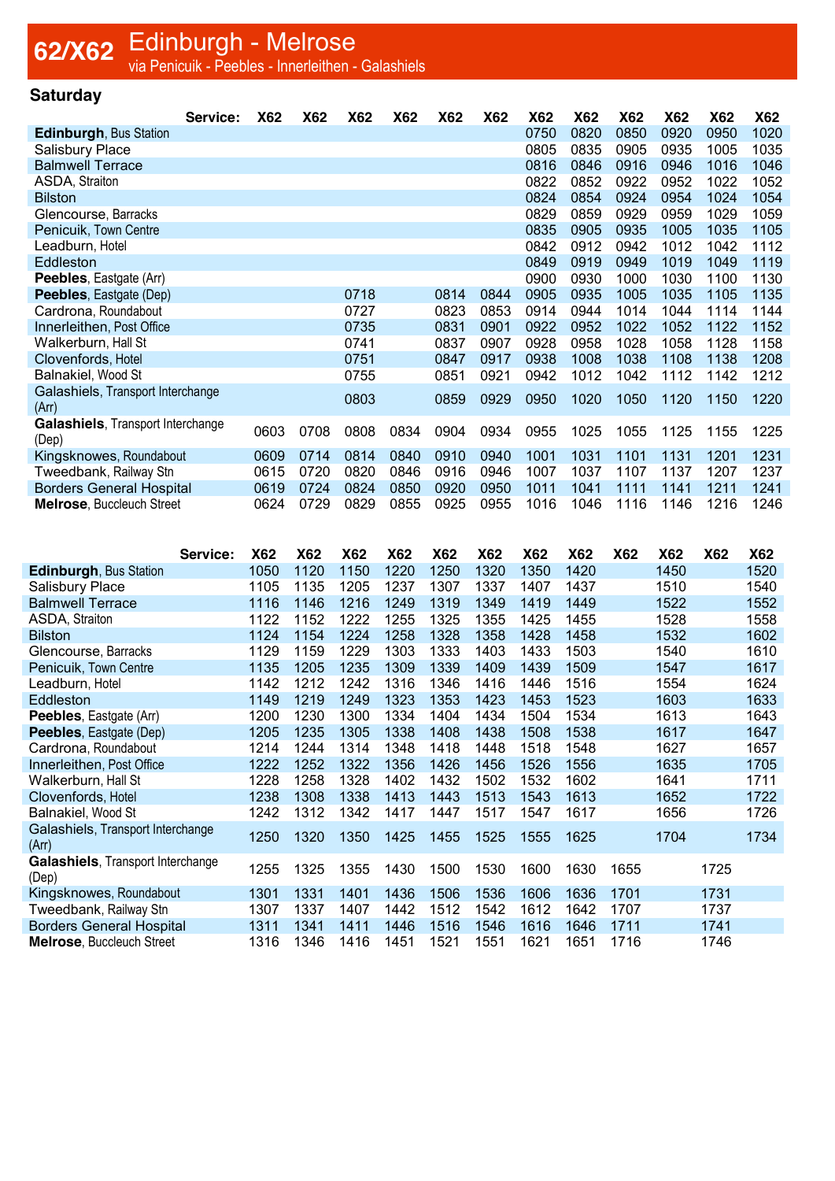# 62/X62 Edinburgh - Melrose

via Penicuik - Peebles - Innerleithen - Galashiels

## Saturday

| Service: | X62 | X62 | X62 | X62 | X62 | X62 | X62 | X62 | X62 | X62 | X62 | X62 |
|---|---|---|---|---|---|---|---|---|---|---|---|---|
| **Edinburgh**, Bus Station | | | | | | | 0750 | 0820 | 0850 | 0920 | 0950 | 1020 |
| Salisbury Place | | | | | | | 0805 | 0835 | 0905 | 0935 | 1005 | 1035 |
| Balmwell Terrace | | | | | | | 0816 | 0846 | 0916 | 0946 | 1016 | 1046 |
| ASDA, Straiton | | | | | | | 0822 | 0852 | 0922 | 0952 | 1022 | 1052 |
| Bilston | | | | | | | 0824 | 0854 | 0924 | 0954 | 1024 | 1054 |
| Glencourse, Barracks | | | | | | | 0829 | 0859 | 0929 | 0959 | 1029 | 1059 |
| Penicuik, Town Centre | | | | | | | 0835 | 0905 | 0935 | 1005 | 1035 | 1105 |
| Leadburn, Hotel | | | | | | | 0842 | 0912 | 0942 | 1012 | 1042 | 1112 |
| Eddleston | | | | | | | 0849 | 0919 | 0949 | 1019 | 1049 | 1119 |
| **Peebles**, Eastgate (Arr) | | | | | | | 0900 | 0930 | 1000 | 1030 | 1100 | 1130 |
| **Peebles**, Eastgate (Dep) | | | 0718 | | 0814 | 0844 | 0905 | 0935 | 1005 | 1035 | 1105 | 1135 |
| Cardrona, Roundabout | | | 0727 | | 0823 | 0853 | 0914 | 0944 | 1014 | 1044 | 1114 | 1144 |
| Innerleithen, Post Office | | | 0735 | | 0831 | 0901 | 0922 | 0952 | 1022 | 1052 | 1122 | 1152 |
| Walkerburn, Hall St | | | 0741 | | 0837 | 0907 | 0928 | 0958 | 1028 | 1058 | 1128 | 1158 |
| Clovenfords, Hotel | | | 0751 | | 0847 | 0917 | 0938 | 1008 | 1038 | 1108 | 1138 | 1208 |
| Balnakiel, Wood St | | | 0755 | | 0851 | 0921 | 0942 | 1012 | 1042 | 1112 | 1142 | 1212 |
| Galashiels, Transport Interchange (Arr) | | | 0803 | | 0859 | 0929 | 0950 | 1020 | 1050 | 1120 | 1150 | 1220 |
| **Galashiels**, Transport Interchange (Dep) | 0603 | 0708 | 0808 | 0834 | 0904 | 0934 | 0955 | 1025 | 1055 | 1125 | 1155 | 1225 |
| Kingsknowes, Roundabout | 0609 | 0714 | 0814 | 0840 | 0910 | 0940 | 1001 | 1031 | 1101 | 1131 | 1201 | 1231 |
| Tweedbank, Railway Stn | 0615 | 0720 | 0820 | 0846 | 0916 | 0946 | 1007 | 1037 | 1107 | 1137 | 1207 | 1237 |
| Borders General Hospital | 0619 | 0724 | 0824 | 0850 | 0920 | 0950 | 1011 | 1041 | 1111 | 1141 | 1211 | 1241 |
| **Melrose**, Buccleuch Street | 0624 | 0729 | 0829 | 0855 | 0925 | 0955 | 1016 | 1046 | 1116 | 1146 | 1216 | 1246 |

| Service: | X62 | X62 | X62 | X62 | X62 | X62 | X62 | X62 | X62 | X62 | X62 | X62 |
|---|---|---|---|---|---|---|---|---|---|---|---|---|
| **Edinburgh**, Bus Station | 1050 | 1120 | 1150 | 1220 | 1250 | 1320 | 1350 | 1420 | | 1450 | | 1520 |
| Salisbury Place | 1105 | 1135 | 1205 | 1237 | 1307 | 1337 | 1407 | 1437 | | 1510 | | 1540 |
| Balmwell Terrace | 1116 | 1146 | 1216 | 1249 | 1319 | 1349 | 1419 | 1449 | | 1522 | | 1552 |
| ASDA, Straiton | 1122 | 1152 | 1222 | 1255 | 1325 | 1355 | 1425 | 1455 | | 1528 | | 1558 |
| Bilston | 1124 | 1154 | 1224 | 1258 | 1328 | 1358 | 1428 | 1458 | | 1532 | | 1602 |
| Glencourse, Barracks | 1129 | 1159 | 1229 | 1303 | 1333 | 1403 | 1433 | 1503 | | 1540 | | 1610 |
| Penicuik, Town Centre | 1135 | 1205 | 1235 | 1309 | 1339 | 1409 | 1439 | 1509 | | 1547 | | 1617 |
| Leadburn, Hotel | 1142 | 1212 | 1242 | 1316 | 1346 | 1416 | 1446 | 1516 | | 1554 | | 1624 |
| Eddleston | 1149 | 1219 | 1249 | 1323 | 1353 | 1423 | 1453 | 1523 | | 1603 | | 1633 |
| **Peebles**, Eastgate (Arr) | 1200 | 1230 | 1300 | 1334 | 1404 | 1434 | 1504 | 1534 | | 1613 | | 1643 |
| **Peebles**, Eastgate (Dep) | 1205 | 1235 | 1305 | 1338 | 1408 | 1438 | 1508 | 1538 | | 1617 | | 1647 |
| Cardrona, Roundabout | 1214 | 1244 | 1314 | 1348 | 1418 | 1448 | 1518 | 1548 | | 1627 | | 1657 |
| Innerleithen, Post Office | 1222 | 1252 | 1322 | 1356 | 1426 | 1456 | 1526 | 1556 | | 1635 | | 1705 |
| Walkerburn, Hall St | 1228 | 1258 | 1328 | 1402 | 1432 | 1502 | 1532 | 1602 | | 1641 | | 1711 |
| Clovenfords, Hotel | 1238 | 1308 | 1338 | 1413 | 1443 | 1513 | 1543 | 1613 | | 1652 | | 1722 |
| Balnakiel, Wood St | 1242 | 1312 | 1342 | 1417 | 1447 | 1517 | 1547 | 1617 | | 1656 | | 1726 |
| Galashiels, Transport Interchange (Arr) | 1250 | 1320 | 1350 | 1425 | 1455 | 1525 | 1555 | 1625 | | 1704 | | 1734 |
| **Galashiels**, Transport Interchange (Dep) | 1255 | 1325 | 1355 | 1430 | 1500 | 1530 | 1600 | 1630 | 1655 | | 1725 | |
| Kingsknowes, Roundabout | 1301 | 1331 | 1401 | 1436 | 1506 | 1536 | 1606 | 1636 | 1701 | | 1731 | |
| Tweedbank, Railway Stn | 1307 | 1337 | 1407 | 1442 | 1512 | 1542 | 1612 | 1642 | 1707 | | 1737 | |
| Borders General Hospital | 1311 | 1341 | 1411 | 1446 | 1516 | 1546 | 1616 | 1646 | 1711 | | 1741 | |
| **Melrose**, Buccleuch Street | 1316 | 1346 | 1416 | 1451 | 1521 | 1551 | 1621 | 1651 | 1716 | | 1746 | |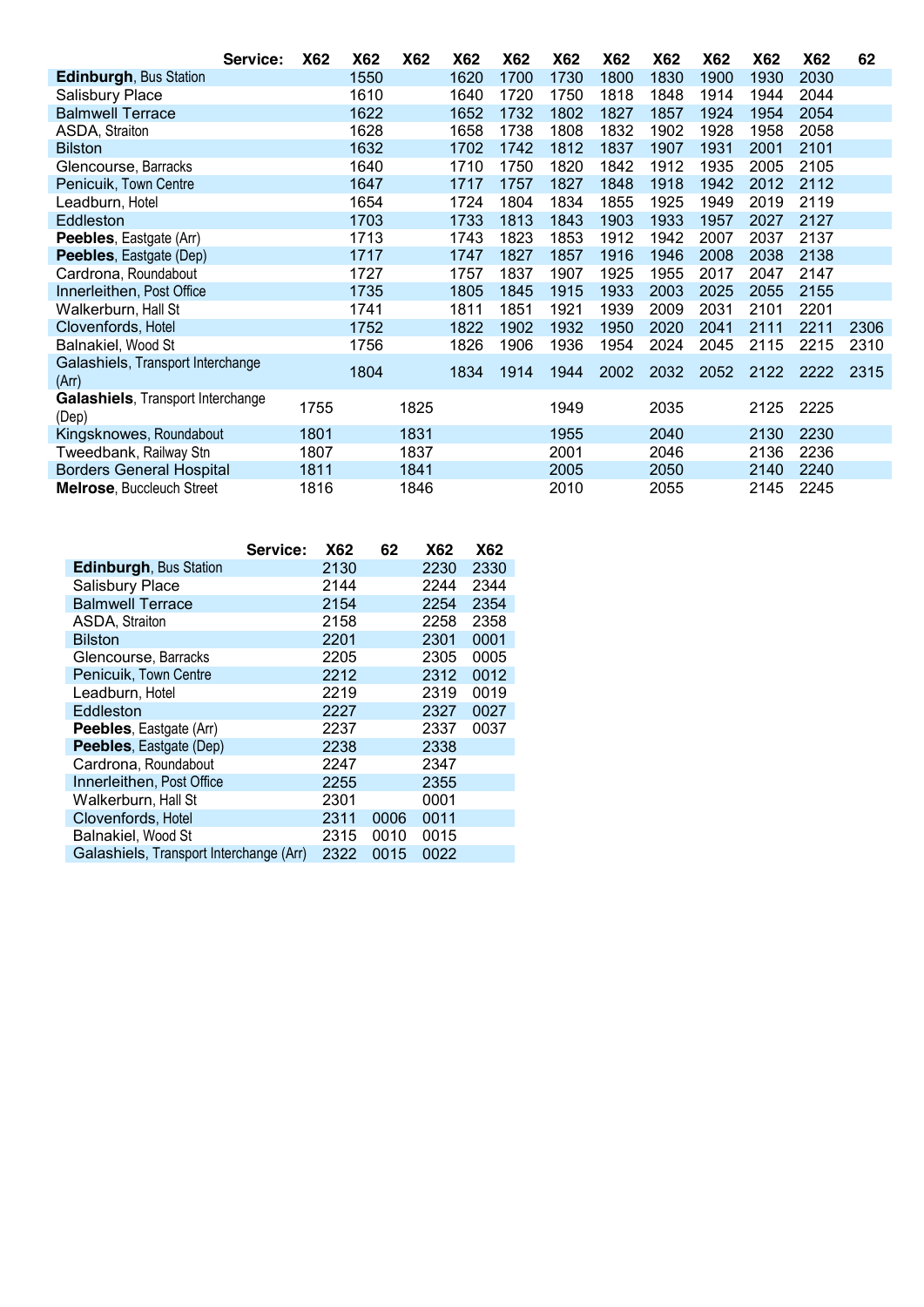| Service: | X62 | X62 | X62 | X62 | X62 | X62 | X62 | X62 | X62 | X62 | X62 | 62 |
|---|---|---|---|---|---|---|---|---|---|---|---|---|
| **Edinburgh**, Bus Station | | 1550 | | 1620 | 1700 | 1730 | 1800 | 1830 | 1900 | 1930 | 2030 | |
| Salisbury Place | | 1610 | | 1640 | 1720 | 1750 | 1818 | 1848 | 1914 | 1944 | 2044 | |
| Balmwell Terrace | | 1622 | | 1652 | 1732 | 1802 | 1827 | 1857 | 1924 | 1954 | 2054 | |
| ASDA, Straiton | | 1628 | | 1658 | 1738 | 1808 | 1832 | 1902 | 1928 | 1958 | 2058 | |
| Bilston | | 1632 | | 1702 | 1742 | 1812 | 1837 | 1907 | 1931 | 2001 | 2101 | |
| Glencourse, Barracks | | 1640 | | 1710 | 1750 | 1820 | 1842 | 1912 | 1935 | 2005 | 2105 | |
| Penicuik, Town Centre | | 1647 | | 1717 | 1757 | 1827 | 1848 | 1918 | 1942 | 2012 | 2112 | |
| Leadburn, Hotel | | 1654 | | 1724 | 1804 | 1834 | 1855 | 1925 | 1949 | 2019 | 2119 | |
| Eddleston | | 1703 | | 1733 | 1813 | 1843 | 1903 | 1933 | 1957 | 2027 | 2127 | |
| **Peebles**, Eastgate (Arr) | | 1713 | | 1743 | 1823 | 1853 | 1912 | 1942 | 2007 | 2037 | 2137 | |
| **Peebles**, Eastgate (Dep) | | 1717 | | 1747 | 1827 | 1857 | 1916 | 1946 | 2008 | 2038 | 2138 | |
| Cardrona, Roundabout | | 1727 | | 1757 | 1837 | 1907 | 1925 | 1955 | 2017 | 2047 | 2147 | |
| Innerleithen, Post Office | | 1735 | | 1805 | 1845 | 1915 | 1933 | 2003 | 2025 | 2055 | 2155 | |
| Walkerburn, Hall St | | 1741 | | 1811 | 1851 | 1921 | 1939 | 2009 | 2031 | 2101 | 2201 | |
| Clovenfords, Hotel | | 1752 | | 1822 | 1902 | 1932 | 1950 | 2020 | 2041 | 2111 | 2211 | 2306 |
| Balnakiel, Wood St | | 1756 | | 1826 | 1906 | 1936 | 1954 | 2024 | 2045 | 2115 | 2215 | 2310 |
| Galashiels, Transport Interchange (Arr) | | 1804 | | 1834 | 1914 | 1944 | 2002 | 2032 | 2052 | 2122 | 2222 | 2315 |
| **Galashiels**, Transport Interchange (Dep) | 1755 | | 1825 | | | 1949 | | 2035 | | 2125 | 2225 | |
| Kingsknowes, Roundabout | 1801 | | 1831 | | | 1955 | | 2040 | | 2130 | 2230 | |
| Tweedbank, Railway Stn | 1807 | | 1837 | | | 2001 | | 2046 | | 2136 | 2236 | |
| Borders General Hospital | 1811 | | 1841 | | | 2005 | | 2050 | | 2140 | 2240 | |
| **Melrose**, Buccleuch Street | 1816 | | 1846 | | | 2010 | | 2055 | | 2145 | 2245 | |

| Service: | X62 | 62 | X62 | X62 |
|---|---|---|---|---|
| **Edinburgh**, Bus Station | 2130 | | 2230 | 2330 |
| Salisbury Place | 2144 | | 2244 | 2344 |
| Balmwell Terrace | 2154 | | 2254 | 2354 |
| ASDA, Straiton | 2158 | | 2258 | 2358 |
| Bilston | 2201 | | 2301 | 0001 |
| Glencourse, Barracks | 2205 | | 2305 | 0005 |
| Penicuik, Town Centre | 2212 | | 2312 | 0012 |
| Leadburn, Hotel | 2219 | | 2319 | 0019 |
| Eddleston | 2227 | | 2327 | 0027 |
| **Peebles**, Eastgate (Arr) | 2237 | | 2337 | 0037 |
| **Peebles**, Eastgate (Dep) | 2238 | | 2338 | |
| Cardrona, Roundabout | 2247 | | 2347 | |
| Innerleithen, Post Office | 2255 | | 2355 | |
| Walkerburn, Hall St | 2301 | | 0001 | |
| Clovenfords, Hotel | 2311 | 0006 | 0011 | |
| Balnakiel, Wood St | 2315 | 0010 | 0015 | |
| Galashiels, Transport Interchange (Arr) | 2322 | 0015 | 0022 | |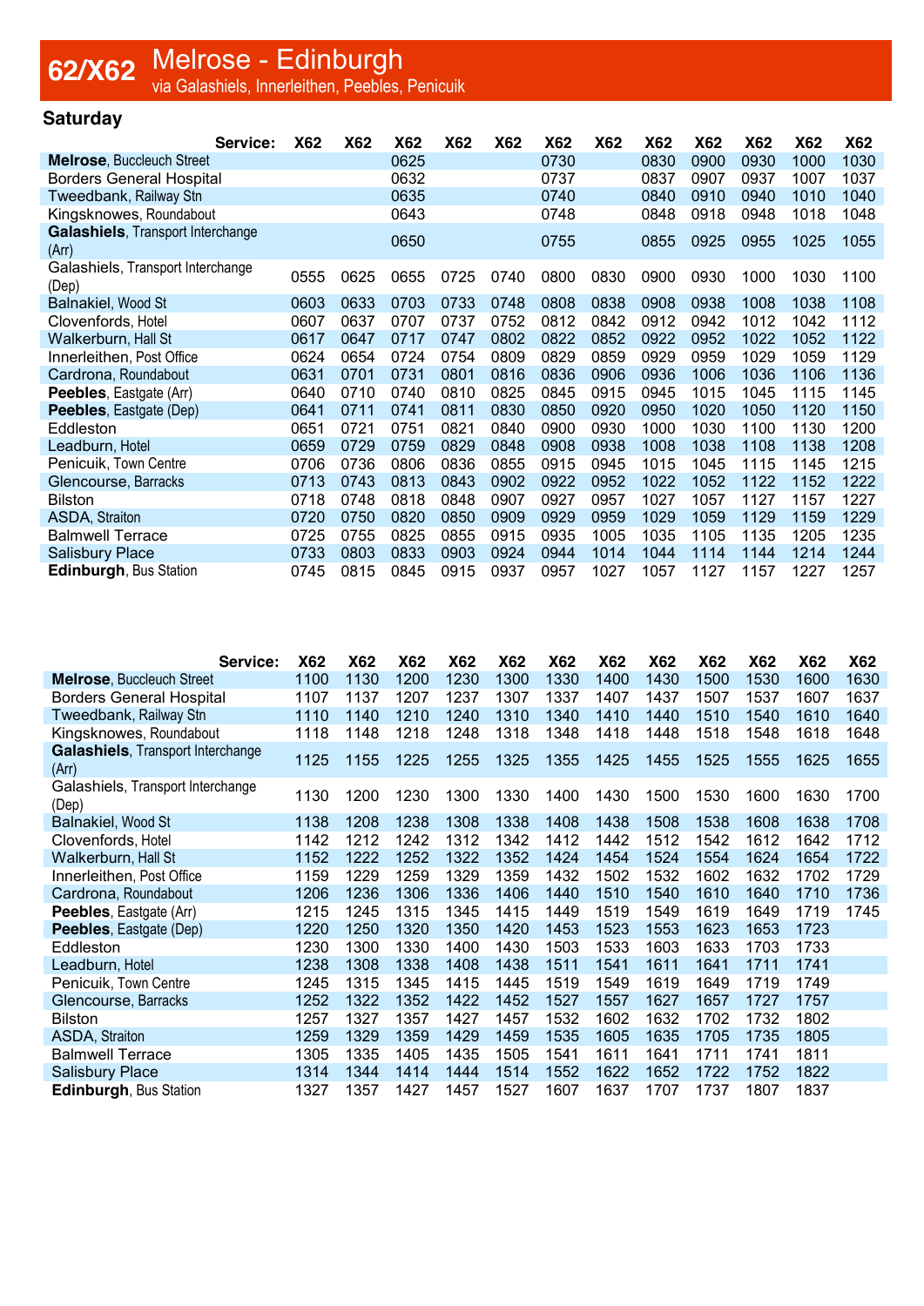# 62/X62 Melrose - Edinburgh

via Galashiels, Innerleithen, Peebles, Penicuik

## Saturday

| Service: | X62 | X62 | X62 | X62 | X62 | X62 | X62 | X62 | X62 | X62 | X62 | X62 |
|---|---|---|---|---|---|---|---|---|---|---|---|---|
| **Melrose**, Buccleuch Street | | | 0625 | | | 0730 | | 0830 | 0900 | 0930 | 1000 | 1030 |
| Borders General Hospital | | | 0632 | | | 0737 | | 0837 | 0907 | 0937 | 1007 | 1037 |
| Tweedbank, Railway Stn | | | 0635 | | | 0740 | | 0840 | 0910 | 0940 | 1010 | 1040 |
| Kingsknowes, Roundabout | | | 0643 | | | 0748 | | 0848 | 0918 | 0948 | 1018 | 1048 |
| **Galashiels**, Transport Interchange (Arr) | | | 0650 | | | 0755 | | 0855 | 0925 | 0955 | 1025 | 1055 |
| Galashiels, Transport Interchange (Dep) | 0555 | 0625 | 0655 | 0725 | 0740 | 0800 | 0830 | 0900 | 0930 | 1000 | 1030 | 1100 |
| Balnakiel, Wood St | 0603 | 0633 | 0703 | 0733 | 0748 | 0808 | 0838 | 0908 | 0938 | 1008 | 1038 | 1108 |
| Clovenfords, Hotel | 0607 | 0637 | 0707 | 0737 | 0752 | 0812 | 0842 | 0912 | 0942 | 1012 | 1042 | 1112 |
| Walkerburn, Hall St | 0617 | 0647 | 0717 | 0747 | 0802 | 0822 | 0852 | 0922 | 0952 | 1022 | 1052 | 1122 |
| Innerleithen, Post Office | 0624 | 0654 | 0724 | 0754 | 0809 | 0829 | 0859 | 0929 | 0959 | 1029 | 1059 | 1129 |
| Cardrona, Roundabout | 0631 | 0701 | 0731 | 0801 | 0816 | 0836 | 0906 | 0936 | 1006 | 1036 | 1106 | 1136 |
| **Peebles**, Eastgate (Arr) | 0640 | 0710 | 0740 | 0810 | 0825 | 0845 | 0915 | 0945 | 1015 | 1045 | 1115 | 1145 |
| **Peebles**, Eastgate (Dep) | 0641 | 0711 | 0741 | 0811 | 0830 | 0850 | 0920 | 0950 | 1020 | 1050 | 1120 | 1150 |
| Eddleston | 0651 | 0721 | 0751 | 0821 | 0840 | 0900 | 0930 | 1000 | 1030 | 1100 | 1130 | 1200 |
| Leadburn, Hotel | 0659 | 0729 | 0759 | 0829 | 0848 | 0908 | 0938 | 1008 | 1038 | 1108 | 1138 | 1208 |
| Penicuik, Town Centre | 0706 | 0736 | 0806 | 0836 | 0855 | 0915 | 0945 | 1015 | 1045 | 1115 | 1145 | 1215 |
| Glencourse, Barracks | 0713 | 0743 | 0813 | 0843 | 0902 | 0922 | 0952 | 1022 | 1052 | 1122 | 1152 | 1222 |
| Bilston | 0718 | 0748 | 0818 | 0848 | 0907 | 0927 | 0957 | 1027 | 1057 | 1127 | 1157 | 1227 |
| ASDA, Straiton | 0720 | 0750 | 0820 | 0850 | 0909 | 0929 | 0959 | 1029 | 1059 | 1129 | 1159 | 1229 |
| Balmwell Terrace | 0725 | 0755 | 0825 | 0855 | 0915 | 0935 | 1005 | 1035 | 1105 | 1135 | 1205 | 1235 |
| Salisbury Place | 0733 | 0803 | 0833 | 0903 | 0924 | 0944 | 1014 | 1044 | 1114 | 1144 | 1214 | 1244 |
| **Edinburgh**, Bus Station | 0745 | 0815 | 0845 | 0915 | 0937 | 0957 | 1027 | 1057 | 1127 | 1157 | 1227 | 1257 |

| Service: | X62 | X62 | X62 | X62 | X62 | X62 | X62 | X62 | X62 | X62 | X62 | X62 |
|---|---|---|---|---|---|---|---|---|---|---|---|---|
| **Melrose**, Buccleuch Street | 1100 | 1130 | 1200 | 1230 | 1300 | 1330 | 1400 | 1430 | 1500 | 1530 | 1600 | 1630 |
| Borders General Hospital | 1107 | 1137 | 1207 | 1237 | 1307 | 1337 | 1407 | 1437 | 1507 | 1537 | 1607 | 1637 |
| Tweedbank, Railway Stn | 1110 | 1140 | 1210 | 1240 | 1310 | 1340 | 1410 | 1440 | 1510 | 1540 | 1610 | 1640 |
| Kingsknowes, Roundabout | 1118 | 1148 | 1218 | 1248 | 1318 | 1348 | 1418 | 1448 | 1518 | 1548 | 1618 | 1648 |
| **Galashiels**, Transport Interchange (Arr) | 1125 | 1155 | 1225 | 1255 | 1325 | 1355 | 1425 | 1455 | 1525 | 1555 | 1625 | 1655 |
| Galashiels, Transport Interchange (Dep) | 1130 | 1200 | 1230 | 1300 | 1330 | 1400 | 1430 | 1500 | 1530 | 1600 | 1630 | 1700 |
| Balnakiel, Wood St | 1138 | 1208 | 1238 | 1308 | 1338 | 1408 | 1438 | 1508 | 1538 | 1608 | 1638 | 1708 |
| Clovenfords, Hotel | 1142 | 1212 | 1242 | 1312 | 1342 | 1412 | 1442 | 1512 | 1542 | 1612 | 1642 | 1712 |
| Walkerburn, Hall St | 1152 | 1222 | 1252 | 1322 | 1352 | 1424 | 1454 | 1524 | 1554 | 1624 | 1654 | 1722 |
| Innerleithen, Post Office | 1159 | 1229 | 1259 | 1329 | 1359 | 1432 | 1502 | 1532 | 1602 | 1632 | 1702 | 1729 |
| Cardrona, Roundabout | 1206 | 1236 | 1306 | 1336 | 1406 | 1440 | 1510 | 1540 | 1610 | 1640 | 1710 | 1736 |
| **Peebles**, Eastgate (Arr) | 1215 | 1245 | 1315 | 1345 | 1415 | 1449 | 1519 | 1549 | 1619 | 1649 | 1719 | 1745 |
| **Peebles**, Eastgate (Dep) | 1220 | 1250 | 1320 | 1350 | 1420 | 1453 | 1523 | 1553 | 1623 | 1653 | 1723 | |
| Eddleston | 1230 | 1300 | 1330 | 1400 | 1430 | 1503 | 1533 | 1603 | 1633 | 1703 | 1733 | |
| Leadburn, Hotel | 1238 | 1308 | 1338 | 1408 | 1438 | 1511 | 1541 | 1611 | 1641 | 1711 | 1741 | |
| Penicuik, Town Centre | 1245 | 1315 | 1345 | 1415 | 1445 | 1519 | 1549 | 1619 | 1649 | 1719 | 1749 | |
| Glencourse, Barracks | 1252 | 1322 | 1352 | 1422 | 1452 | 1527 | 1557 | 1627 | 1657 | 1727 | 1757 | |
| Bilston | 1257 | 1327 | 1357 | 1427 | 1457 | 1532 | 1602 | 1632 | 1702 | 1732 | 1802 | |
| ASDA, Straiton | 1259 | 1329 | 1359 | 1429 | 1459 | 1535 | 1605 | 1635 | 1705 | 1735 | 1805 | |
| Balmwell Terrace | 1305 | 1335 | 1405 | 1435 | 1505 | 1541 | 1611 | 1641 | 1711 | 1741 | 1811 | |
| Salisbury Place | 1314 | 1344 | 1414 | 1444 | 1514 | 1552 | 1622 | 1652 | 1722 | 1752 | 1822 | |
| **Edinburgh**, Bus Station | 1327 | 1357 | 1427 | 1457 | 1527 | 1607 | 1637 | 1707 | 1737 | 1807 | 1837 | |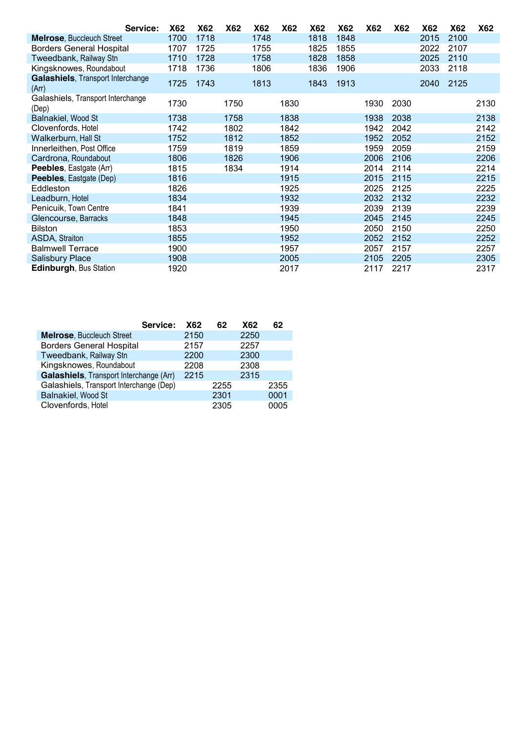| Service: | X62 | X62 | X62 | X62 | X62 | X62 | X62 | X62 | X62 | X62 | X62 | X62 |
|---|---|---|---|---|---|---|---|---|---|---|---|---|
| **Melrose**, Buccleuch Street | 1700 | 1718 | | 1748 | | 1818 | 1848 | | | 2015 | 2100 | |
| Borders General Hospital | 1707 | 1725 | | 1755 | | 1825 | 1855 | | | 2022 | 2107 | |
| Tweedbank, Railway Stn | 1710 | 1728 | | 1758 | | 1828 | 1858 | | | 2025 | 2110 | |
| Kingsknowes, Roundabout | 1718 | 1736 | | 1806 | | 1836 | 1906 | | | 2033 | 2118 | |
| **Galashiels**, Transport Interchange (Arr) | 1725 | 1743 | | 1813 | | 1843 | 1913 | | | 2040 | 2125 | |
| Galashiels, Transport Interchange (Dep) | 1730 | | 1750 | | 1830 | | | 1930 | 2030 | | | 2130 |
| Balnakiel, Wood St | 1738 | | 1758 | | 1838 | | | 1938 | 2038 | | | 2138 |
| Clovenfords, Hotel | 1742 | | 1802 | | 1842 | | | 1942 | 2042 | | | 2142 |
| Walkerburn, Hall St | 1752 | | 1812 | | 1852 | | | 1952 | 2052 | | | 2152 |
| Innerleithen, Post Office | 1759 | | 1819 | | 1859 | | | 1959 | 2059 | | | 2159 |
| Cardrona, Roundabout | 1806 | | 1826 | | 1906 | | | 2006 | 2106 | | | 2206 |
| **Peebles**, Eastgate (Arr) | 1815 | | 1834 | | 1914 | | | 2014 | 2114 | | | 2214 |
| **Peebles**, Eastgate (Dep) | 1816 | | | | 1915 | | | 2015 | 2115 | | | 2215 |
| Eddleston | 1826 | | | | 1925 | | | 2025 | 2125 | | | 2225 |
| Leadburn, Hotel | 1834 | | | | 1932 | | | 2032 | 2132 | | | 2232 |
| Penicuik, Town Centre | 1841 | | | | 1939 | | | 2039 | 2139 | | | 2239 |
| Glencourse, Barracks | 1848 | | | | 1945 | | | 2045 | 2145 | | | 2245 |
| Bilston | 1853 | | | | 1950 | | | 2050 | 2150 | | | 2250 |
| ASDA, Straiton | 1855 | | | | 1952 | | | 2052 | 2152 | | | 2252 |
| Balmwell Terrace | 1900 | | | | 1957 | | | 2057 | 2157 | | | 2257 |
| Salisbury Place | 1908 | | | | 2005 | | | 2105 | 2205 | | | 2305 |
| **Edinburgh**, Bus Station | 1920 | | | | 2017 | | | 2117 | 2217 | | | 2317 |

| Service: | X62 | 62 | X62 | 62 |
|---|---|---|---|---|
| **Melrose**, Buccleuch Street | 2150 | | 2250 | |
| Borders General Hospital | 2157 | | 2257 | |
| Tweedbank, Railway Stn | 2200 | | 2300 | |
| Kingsknowes, Roundabout | 2208 | | 2308 | |
| **Galashiels**, Transport Interchange (Arr) | 2215 | | 2315 | |
| Galashiels, Transport Interchange (Dep) | | 2255 | | 2355 |
| Balnakiel, Wood St | | 2301 | | 0001 |
| Clovenfords, Hotel | | 2305 | | 0005 |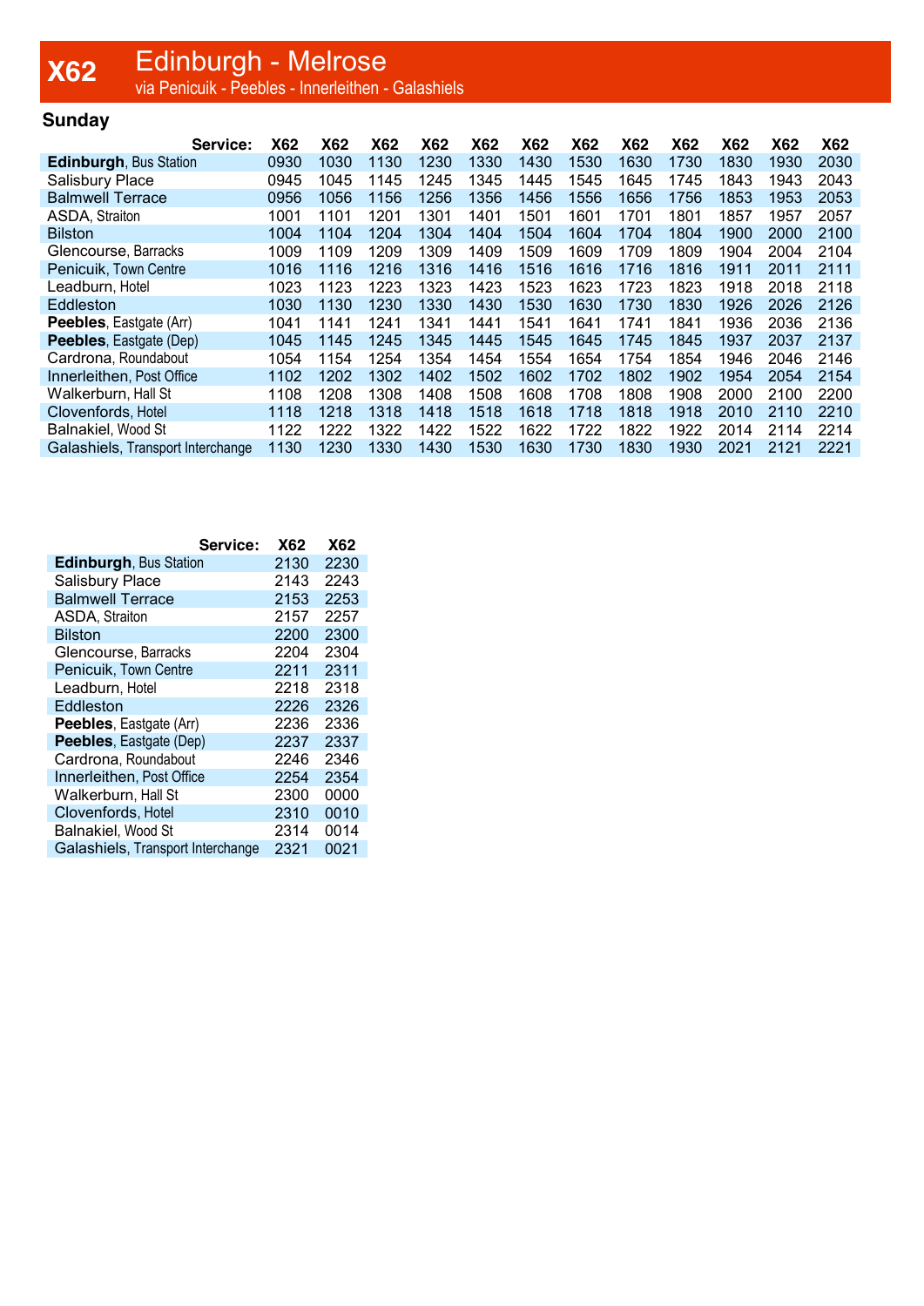# X62 Edinburgh - Melrose

via Penicuik - Peebles - Innerleithen - Galashiels

## Sunday

| Service: | X62 | X62 | X62 | X62 | X62 | X62 | X62 | X62 | X62 | X62 | X62 | X62 |
|---|---|---|---|---|---|---|---|---|---|---|---|---|
| **Edinburgh**, Bus Station | 0930 | 1030 | 1130 | 1230 | 1330 | 1430 | 1530 | 1630 | 1730 | 1830 | 1930 | 2030 |
| Salisbury Place | 0945 | 1045 | 1145 | 1245 | 1345 | 1445 | 1545 | 1645 | 1745 | 1843 | 1943 | 2043 |
| Balmwell Terrace | 0956 | 1056 | 1156 | 1256 | 1356 | 1456 | 1556 | 1656 | 1756 | 1853 | 1953 | 2053 |
| ASDA, Straiton | 1001 | 1101 | 1201 | 1301 | 1401 | 1501 | 1601 | 1701 | 1801 | 1857 | 1957 | 2057 |
| Bilston | 1004 | 1104 | 1204 | 1304 | 1404 | 1504 | 1604 | 1704 | 1804 | 1900 | 2000 | 2100 |
| Glencourse, Barracks | 1009 | 1109 | 1209 | 1309 | 1409 | 1509 | 1609 | 1709 | 1809 | 1904 | 2004 | 2104 |
| Penicuik, Town Centre | 1016 | 1116 | 1216 | 1316 | 1416 | 1516 | 1616 | 1716 | 1816 | 1911 | 2011 | 2111 |
| Leadburn, Hotel | 1023 | 1123 | 1223 | 1323 | 1423 | 1523 | 1623 | 1723 | 1823 | 1918 | 2018 | 2118 |
| Eddleston | 1030 | 1130 | 1230 | 1330 | 1430 | 1530 | 1630 | 1730 | 1830 | 1926 | 2026 | 2126 |
| **Peebles**, Eastgate (Arr) | 1041 | 1141 | 1241 | 1341 | 1441 | 1541 | 1641 | 1741 | 1841 | 1936 | 2036 | 2136 |
| **Peebles**, Eastgate (Dep) | 1045 | 1145 | 1245 | 1345 | 1445 | 1545 | 1645 | 1745 | 1845 | 1937 | 2037 | 2137 |
| Cardrona, Roundabout | 1054 | 1154 | 1254 | 1354 | 1454 | 1554 | 1654 | 1754 | 1854 | 1946 | 2046 | 2146 |
| Innerleithen, Post Office | 1102 | 1202 | 1302 | 1402 | 1502 | 1602 | 1702 | 1802 | 1902 | 1954 | 2054 | 2154 |
| Walkerburn, Hall St | 1108 | 1208 | 1308 | 1408 | 1508 | 1608 | 1708 | 1808 | 1908 | 2000 | 2100 | 2200 |
| Clovenfords, Hotel | 1118 | 1218 | 1318 | 1418 | 1518 | 1618 | 1718 | 1818 | 1918 | 2010 | 2110 | 2210 |
| Balnakiel, Wood St | 1122 | 1222 | 1322 | 1422 | 1522 | 1622 | 1722 | 1822 | 1922 | 2014 | 2114 | 2214 |
| Galashiels, Transport Interchange | 1130 | 1230 | 1330 | 1430 | 1530 | 1630 | 1730 | 1830 | 1930 | 2021 | 2121 | 2221 |

| Service: | X62 | X62 |
|---|---|---|
| **Edinburgh**, Bus Station | 2130 | 2230 |
| Salisbury Place | 2143 | 2243 |
| Balmwell Terrace | 2153 | 2253 |
| ASDA, Straiton | 2157 | 2257 |
| Bilston | 2200 | 2300 |
| Glencourse, Barracks | 2204 | 2304 |
| Penicuik, Town Centre | 2211 | 2311 |
| Leadburn, Hotel | 2218 | 2318 |
| Eddleston | 2226 | 2326 |
| **Peebles**, Eastgate (Arr) | 2236 | 2336 |
| **Peebles**, Eastgate (Dep) | 2237 | 2337 |
| Cardrona, Roundabout | 2246 | 2346 |
| Innerleithen, Post Office | 2254 | 2354 |
| Walkerburn, Hall St | 2300 | 0000 |
| Clovenfords, Hotel | 2310 | 0010 |
| Balnakiel, Wood St | 2314 | 0014 |
| Galashiels, Transport Interchange | 2321 | 0021 |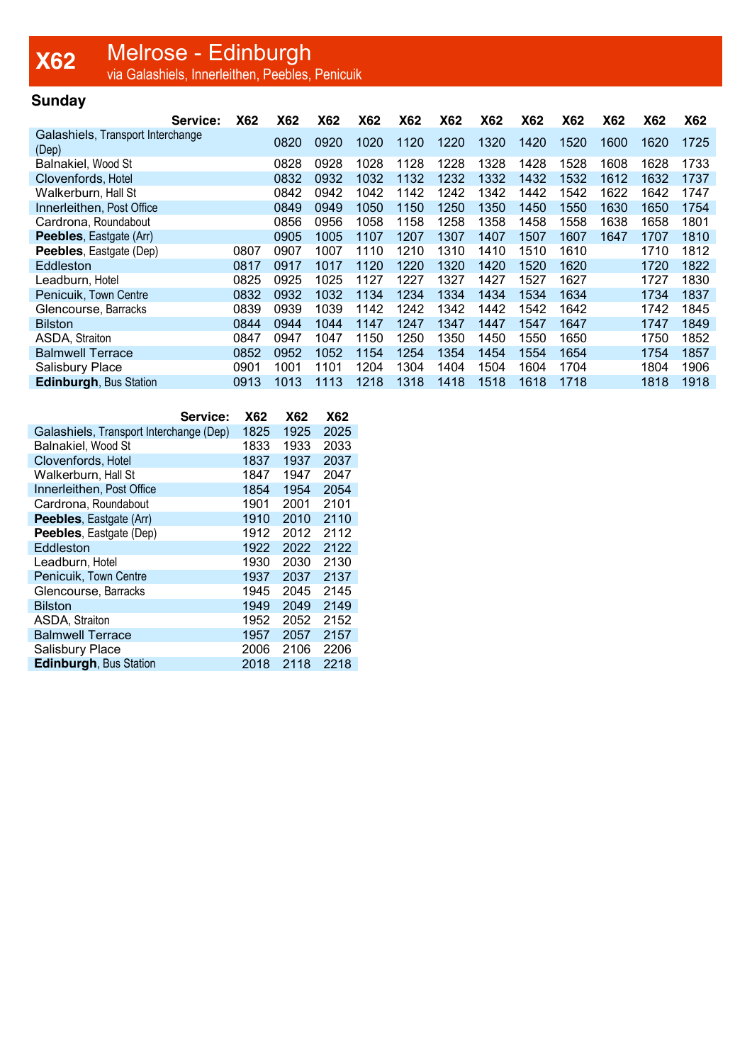# X62 Melrose - Edinburgh

via Galashiels, Innerleithen, Peebles, Penicuik

## Sunday

| Service: | X62 | X62 | X62 | X62 | X62 | X62 | X62 | X62 | X62 | X62 | X62 | X62 |
|---|---|---|---|---|---|---|---|---|---|---|---|---|
| Galashiels, Transport Interchange (Dep) | | 0820 | 0920 | 1020 | 1120 | 1220 | 1320 | 1420 | 1520 | 1600 | 1620 | 1725 |
| Balnakiel, Wood St | | 0828 | 0928 | 1028 | 1128 | 1228 | 1328 | 1428 | 1528 | 1608 | 1628 | 1733 |
| Clovenfords, Hotel | | 0832 | 0932 | 1032 | 1132 | 1232 | 1332 | 1432 | 1532 | 1612 | 1632 | 1737 |
| Walkerburn, Hall St | | 0842 | 0942 | 1042 | 1142 | 1242 | 1342 | 1442 | 1542 | 1622 | 1642 | 1747 |
| Innerleithen, Post Office | | 0849 | 0949 | 1050 | 1150 | 1250 | 1350 | 1450 | 1550 | 1630 | 1650 | 1754 |
| Cardrona, Roundabout | | 0856 | 0956 | 1058 | 1158 | 1258 | 1358 | 1458 | 1558 | 1638 | 1658 | 1801 |
| **Peebles**, Eastgate (Arr) | | 0905 | 1005 | 1107 | 1207 | 1307 | 1407 | 1507 | 1607 | 1647 | 1707 | 1810 |
| **Peebles**, Eastgate (Dep) | 0807 | 0907 | 1007 | 1110 | 1210 | 1310 | 1410 | 1510 | 1610 | | 1710 | 1812 |
| Eddleston | 0817 | 0917 | 1017 | 1120 | 1220 | 1320 | 1420 | 1520 | 1620 | | 1720 | 1822 |
| Leadburn, Hotel | 0825 | 0925 | 1025 | 1127 | 1227 | 1327 | 1427 | 1527 | 1627 | | 1727 | 1830 |
| Penicuik, Town Centre | 0832 | 0932 | 1032 | 1134 | 1234 | 1334 | 1434 | 1534 | 1634 | | 1734 | 1837 |
| Glencourse, Barracks | 0839 | 0939 | 1039 | 1142 | 1242 | 1342 | 1442 | 1542 | 1642 | | 1742 | 1845 |
| Bilston | 0844 | 0944 | 1044 | 1147 | 1247 | 1347 | 1447 | 1547 | 1647 | | 1747 | 1849 |
| ASDA, Straiton | 0847 | 0947 | 1047 | 1150 | 1250 | 1350 | 1450 | 1550 | 1650 | | 1750 | 1852 |
| Balmwell Terrace | 0852 | 0952 | 1052 | 1154 | 1254 | 1354 | 1454 | 1554 | 1654 | | 1754 | 1857 |
| Salisbury Place | 0901 | 1001 | 1101 | 1204 | 1304 | 1404 | 1504 | 1604 | 1704 | | 1804 | 1906 |
| **Edinburgh**, Bus Station | 0913 | 1013 | 1113 | 1218 | 1318 | 1418 | 1518 | 1618 | 1718 | | 1818 | 1918 |

| Service: | X62 | X62 | X62 |
|---|---|---|---|
| Galashiels, Transport Interchange (Dep) | 1825 | 1925 | 2025 |
| Balnakiel, Wood St | 1833 | 1933 | 2033 |
| Clovenfords, Hotel | 1837 | 1937 | 2037 |
| Walkerburn, Hall St | 1847 | 1947 | 2047 |
| Innerleithen, Post Office | 1854 | 1954 | 2054 |
| Cardrona, Roundabout | 1901 | 2001 | 2101 |
| **Peebles**, Eastgate (Arr) | 1910 | 2010 | 2110 |
| **Peebles**, Eastgate (Dep) | 1912 | 2012 | 2112 |
| Eddleston | 1922 | 2022 | 2122 |
| Leadburn, Hotel | 1930 | 2030 | 2130 |
| Penicuik, Town Centre | 1937 | 2037 | 2137 |
| Glencourse, Barracks | 1945 | 2045 | 2145 |
| Bilston | 1949 | 2049 | 2149 |
| ASDA, Straiton | 1952 | 2052 | 2152 |
| Balmwell Terrace | 1957 | 2057 | 2157 |
| Salisbury Place | 2006 | 2106 | 2206 |
| **Edinburgh**, Bus Station | 2018 | 2118 | 2218 |